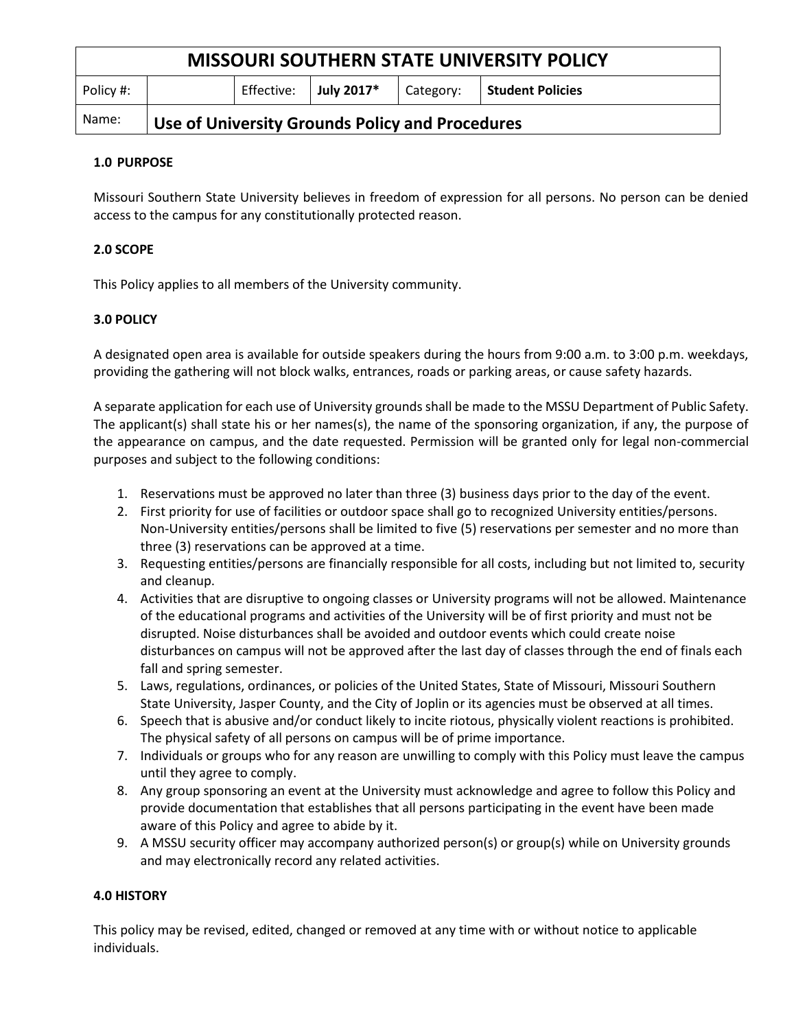| MISSOURI SOUTHERN STATE UNIVERSITY POLICY | | | | | |
|---|---|---|---|---|---|
| Policy #: | | Effective: | **July 2017*** | Category: | **Student Policies** |
| Name: | **Use of University Grounds Policy and Procedures** | | | | |

**1.0 PURPOSE**

Missouri Southern State University believes in freedom of expression for all persons. No person can be denied access to the campus for any constitutionally protected reason.

**2.0 SCOPE**

This Policy applies to all members of the University community.

**3.0 POLICY**

A designated open area is available for outside speakers during the hours from 9:00 a.m. to 3:00 p.m. weekdays, providing the gathering will not block walks, entrances, roads or parking areas, or cause safety hazards.

A separate application for each use of University grounds shall be made to the MSSU Department of Public Safety. The applicant(s) shall state his or her names(s), the name of the sponsoring organization, if any, the purpose of the appearance on campus, and the date requested. Permission will be granted only for legal non-commercial purposes and subject to the following conditions:

1. Reservations must be approved no later than three (3) business days prior to the day of the event.
2. First priority for use of facilities or outdoor space shall go to recognized University entities/persons. Non-University entities/persons shall be limited to five (5) reservations per semester and no more than three (3) reservations can be approved at a time.
3. Requesting entities/persons are financially responsible for all costs, including but not limited to, security and cleanup.
4. Activities that are disruptive to ongoing classes or University programs will not be allowed. Maintenance of the educational programs and activities of the University will be of first priority and must not be disrupted. Noise disturbances shall be avoided and outdoor events which could create noise disturbances on campus will not be approved after the last day of classes through the end of finals each fall and spring semester.
5. Laws, regulations, ordinances, or policies of the United States, State of Missouri, Missouri Southern State University, Jasper County, and the City of Joplin or its agencies must be observed at all times.
6. Speech that is abusive and/or conduct likely to incite riotous, physically violent reactions is prohibited. The physical safety of all persons on campus will be of prime importance.
7. Individuals or groups who for any reason are unwilling to comply with this Policy must leave the campus until they agree to comply.
8. Any group sponsoring an event at the University must acknowledge and agree to follow this Policy and provide documentation that establishes that all persons participating in the event have been made aware of this Policy and agree to abide by it.
9. A MSSU security officer may accompany authorized person(s) or group(s) while on University grounds and may electronically record any related activities.

**4.0 HISTORY**

This policy may be revised, edited, changed or removed at any time with or without notice to applicable individuals.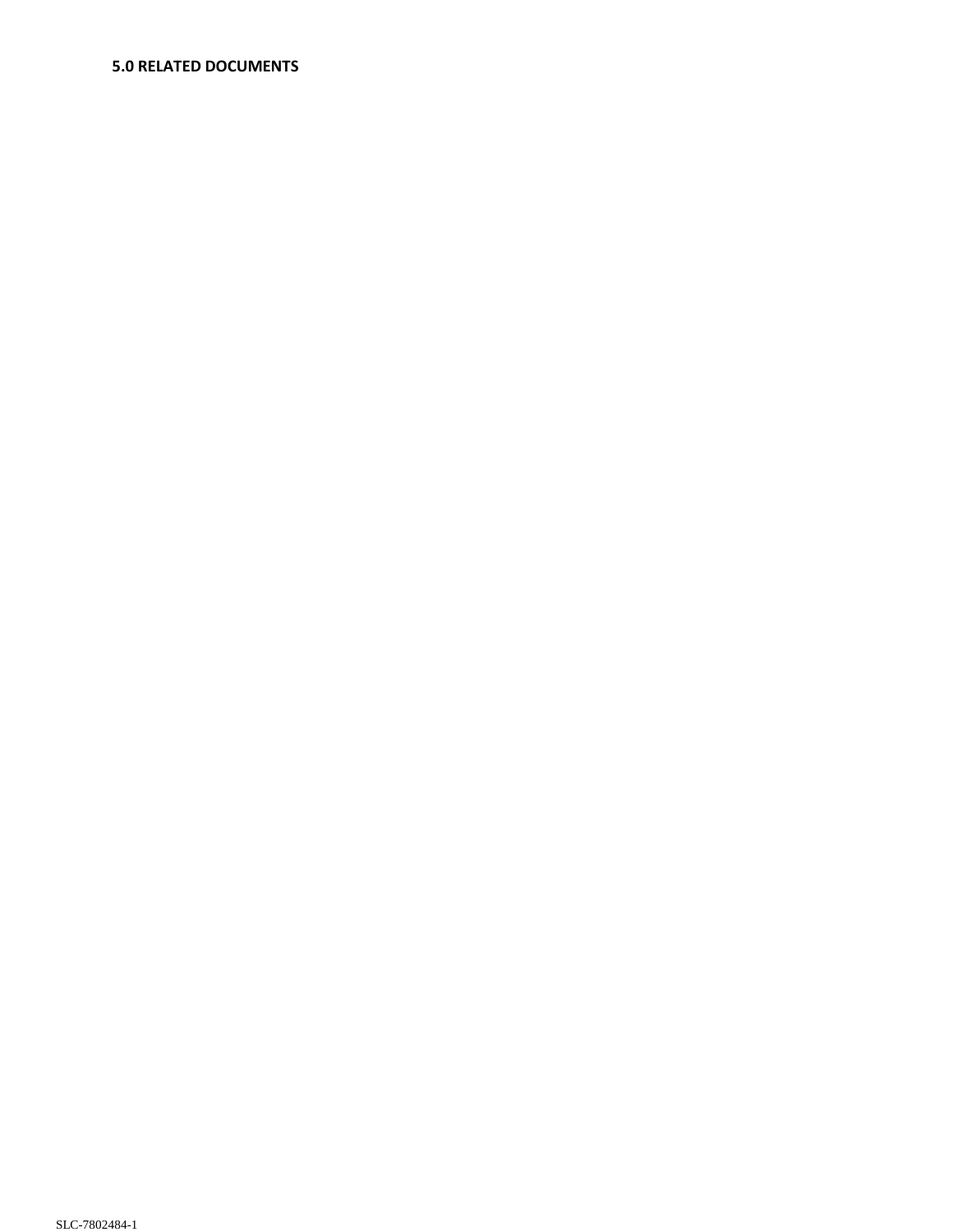**5.0 RELATED DOCUMENTS**